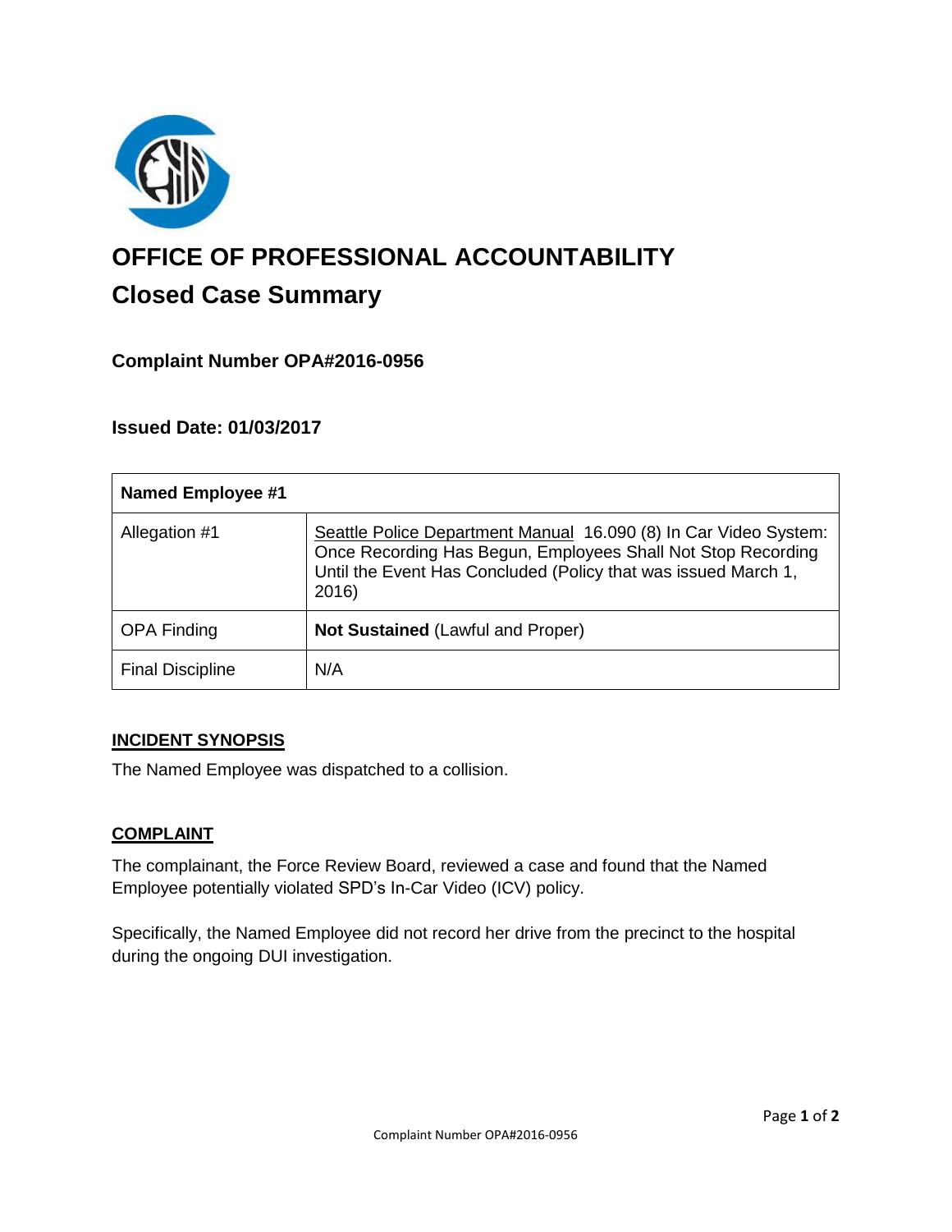# OFFICE OF PROFESSIONAL ACCOUNTABILITY

## Closed Case Summary

### Complaint Number OPA#2016-0956

### Issued Date: 01/03/2017

| **Named Employee #1** | |
|---|---|
| Allegation #1 | Seattle Police Department Manual 16.090 (8) In Car Video System: Once Recording Has Begun, Employees Shall Not Stop Recording Until the Event Has Concluded (Policy that was issued March 1, 2016) |
| OPA Finding | **Not Sustained** (Lawful and Proper) |
| Final Discipline | N/A |

**INCIDENT SYNOPSIS**

The Named Employee was dispatched to a collision.

**COMPLAINT**

The complainant, the Force Review Board, reviewed a case and found that the Named Employee potentially violated SPD's In-Car Video (ICV) policy.

Specifically, the Named Employee did not record her drive from the precinct to the hospital during the ongoing DUI investigation.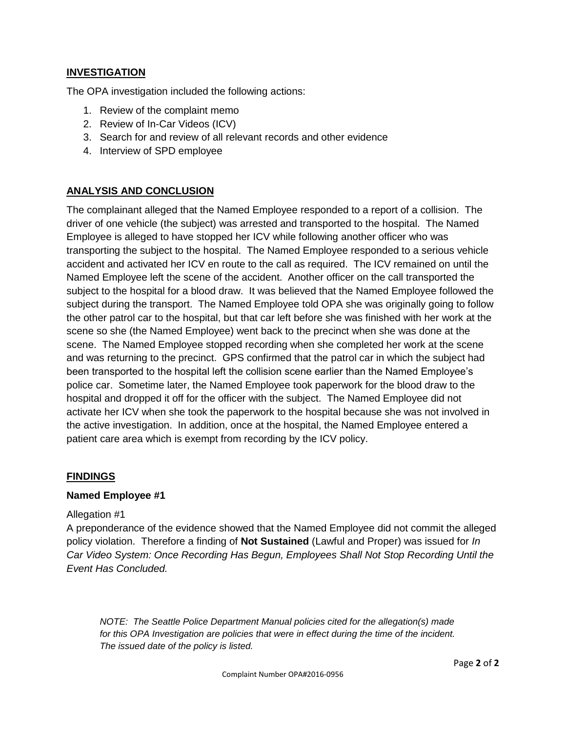## INVESTIGATION

The OPA investigation included the following actions:

1. Review of the complaint memo
2. Review of In-Car Videos (ICV)
3. Search for and review of all relevant records and other evidence
4. Interview of SPD employee

## ANALYSIS AND CONCLUSION

The complainant alleged that the Named Employee responded to a report of a collision. The driver of one vehicle (the subject) was arrested and transported to the hospital. The Named Employee is alleged to have stopped her ICV while following another officer who was transporting the subject to the hospital. The Named Employee responded to a serious vehicle accident and activated her ICV en route to the call as required. The ICV remained on until the Named Employee left the scene of the accident. Another officer on the call transported the subject to the hospital for a blood draw. It was believed that the Named Employee followed the subject during the transport. The Named Employee told OPA she was originally going to follow the other patrol car to the hospital, but that car left before she was finished with her work at the scene so she (the Named Employee) went back to the precinct when she was done at the scene. The Named Employee stopped recording when she completed her work at the scene and was returning to the precinct. GPS confirmed that the patrol car in which the subject had been transported to the hospital left the collision scene earlier than the Named Employee's police car. Sometime later, the Named Employee took paperwork for the blood draw to the hospital and dropped it off for the officer with the subject. The Named Employee did not activate her ICV when she took the paperwork to the hospital because she was not involved in the active investigation. In addition, once at the hospital, the Named Employee entered a patient care area which is exempt from recording by the ICV policy.

## FINDINGS

### Named Employee #1

Allegation #1
A preponderance of the evidence showed that the Named Employee did not commit the alleged policy violation. Therefore a finding of **Not Sustained** (Lawful and Proper) was issued for *In Car Video System: Once Recording Has Begun, Employees Shall Not Stop Recording Until the Event Has Concluded.*

*NOTE: The Seattle Police Department Manual policies cited for the allegation(s) made for this OPA Investigation are policies that were in effect during the time of the incident. The issued date of the policy is listed.*

Complaint Number OPA#2016-0956